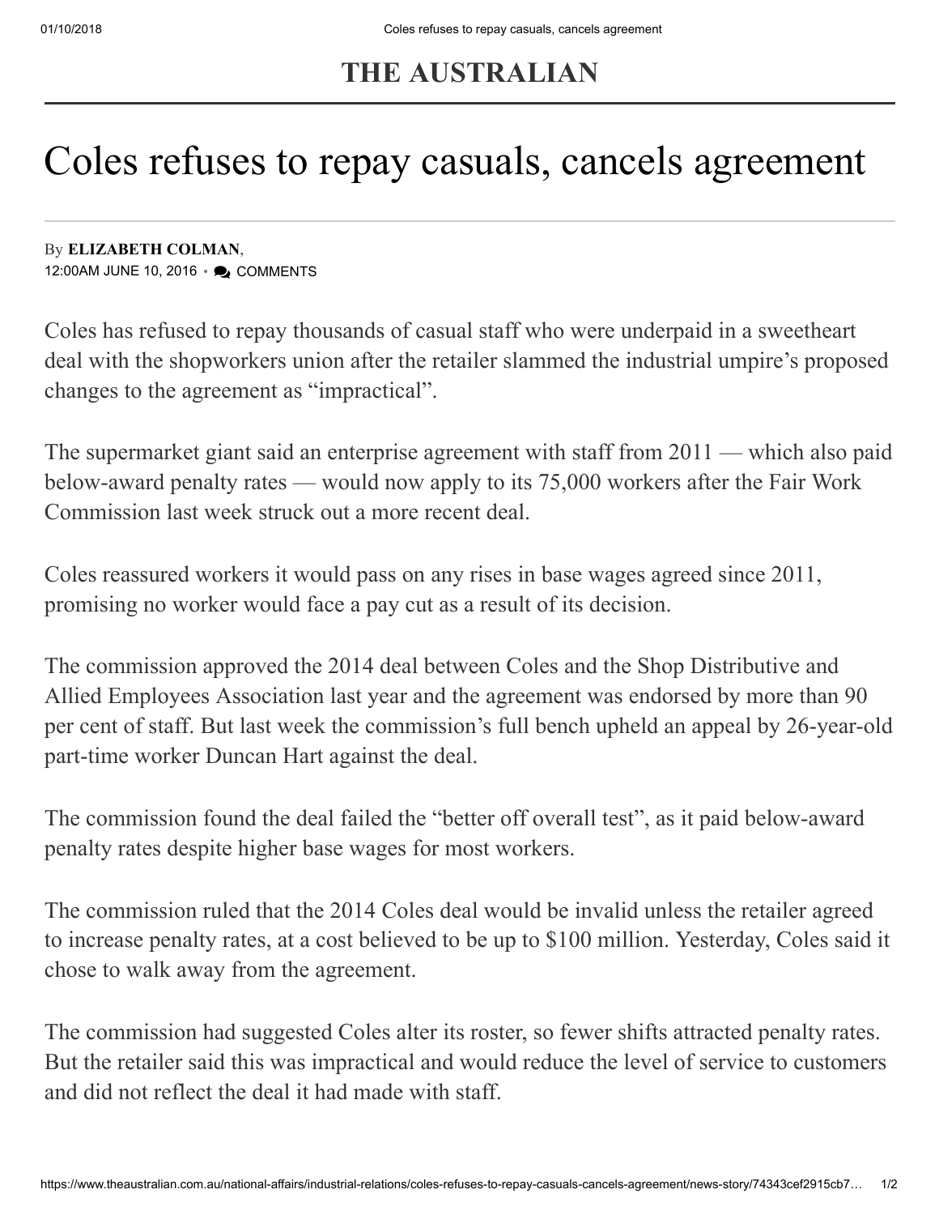THE AUSTRALIAN

# Coles refuses to repay casuals, cancels agreement

By **ELIZABETH COLMAN**,
12:00AM JUNE 10, 2016 • COMMENTS

Coles has refused to repay thousands of casual staff who were underpaid in a sweetheart deal with the shopworkers union after the retailer slammed the industrial umpire's proposed changes to the agreement as "impractical".

The supermarket giant said an enterprise agreement with staff from 2011 — which also paid below-award penalty rates — would now apply to its 75,000 workers after the Fair Work Commission last week struck out a more recent deal.

Coles reassured workers it would pass on any rises in base wages agreed since 2011, promising no worker would face a pay cut as a result of its decision.

The commission approved the 2014 deal between Coles and the Shop Distributive and Allied Employees Association last year and the agreement was endorsed by more than 90 per cent of staff. But last week the commission's full bench upheld an appeal by 26-year-old part-time worker Duncan Hart against the deal.

The commission found the deal failed the "better off overall test", as it paid below-award penalty rates despite higher base wages for most workers.

The commission ruled that the 2014 Coles deal would be invalid unless the retailer agreed to increase penalty rates, at a cost believed to be up to $100 million. Yesterday, Coles said it chose to walk away from the agreement.

The commission had suggested Coles alter its roster, so fewer shifts attracted penalty rates. But the retailer said this was impractical and would reduce the level of service to customers and did not reflect the deal it had made with staff.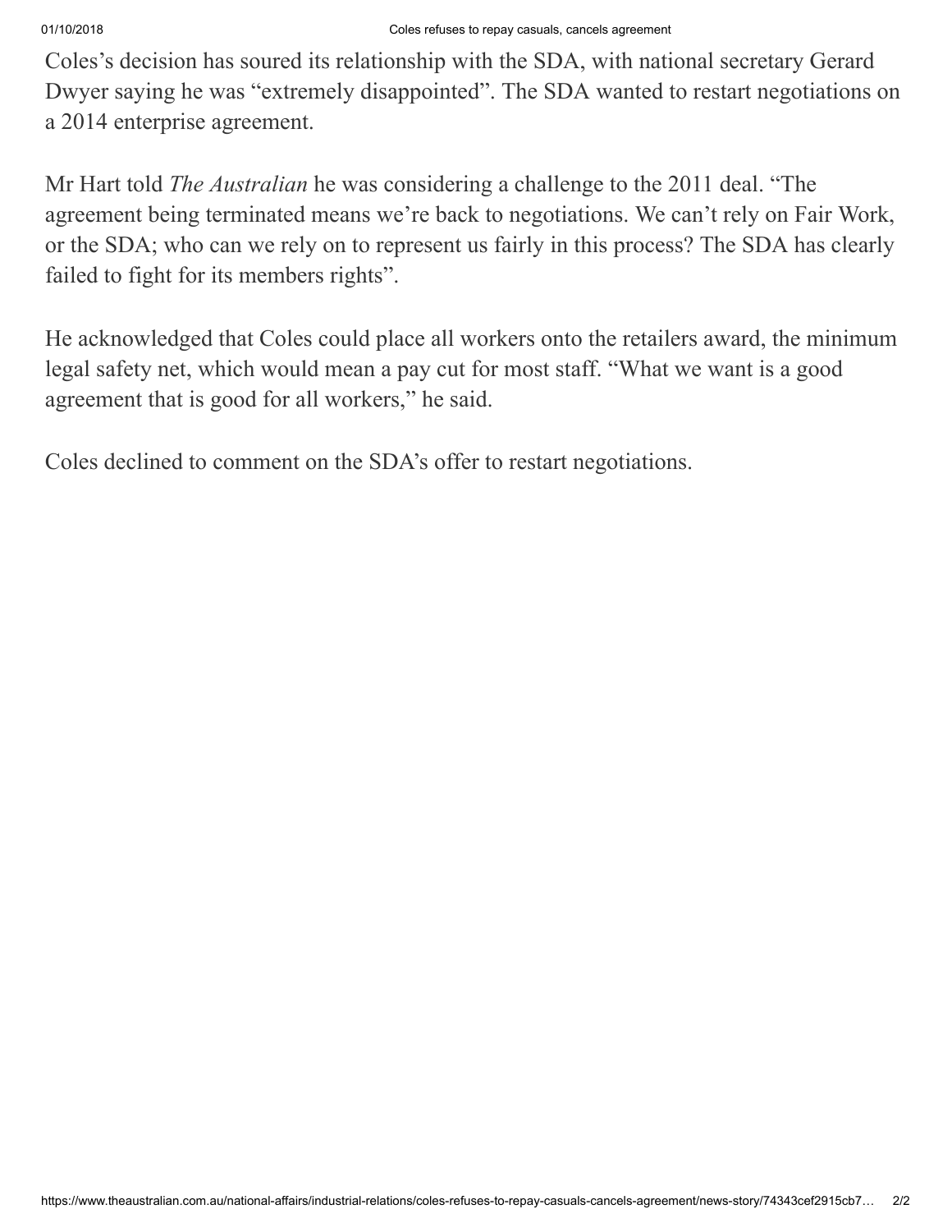Coles's decision has soured its relationship with the SDA, with national secretary Gerard Dwyer saying he was "extremely disappointed". The SDA wanted to restart negotiations on a 2014 enterprise agreement.

Mr Hart told *The Australian* he was considering a challenge to the 2011 deal. "The agreement being terminated means we're back to negotiations. We can't rely on Fair Work, or the SDA; who can we rely on to represent us fairly in this process? The SDA has clearly failed to fight for its members rights".

He acknowledged that Coles could place all workers onto the retailers award, the minimum legal safety net, which would mean a pay cut for most staff. "What we want is a good agreement that is good for all workers," he said.

Coles declined to comment on the SDA's offer to restart negotiations.